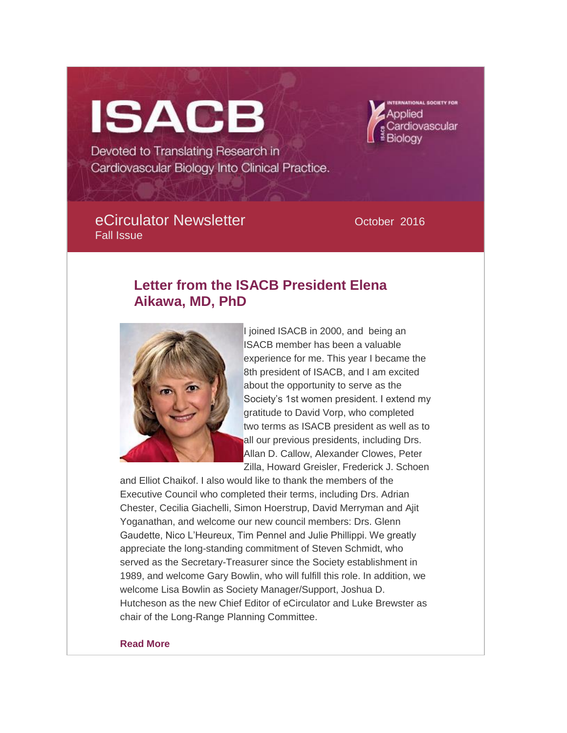# ISACB

Devoted to Translating Research in Cardiovascular Biology Into Clinical Practice.

International Society for Applied Cardiovascular Biology

## eCirculator Newsletter

Fall Issue

October 2016

## Letter from the ISACB President Elena Aikawa, MD, PhD

I joined ISACB in 2000, and being an ISACB member has been a valuable experience for me. This year I became the 8th president of ISACB, and I am excited about the opportunity to serve as the Society's 1st women president. I extend my gratitude to David Vorp, who completed two terms as ISACB president as well as to all our previous presidents, including Drs. Allan D. Callow, Alexander Clowes, Peter Zilla, Howard Greisler, Frederick J. Schoen and Elliot Chaikof. I also would like to thank the members of the Executive Council who completed their terms, including Drs. Adrian Chester, Cecilia Giachelli, Simon Hoerstrup, David Merryman and Ajit Yoganathan, and welcome our new council members: Drs. Glenn Gaudette, Nico L'Heureux, Tim Pennel and Julie Phillippi. We greatly appreciate the long-standing commitment of Steven Schmidt, who served as the Secretary-Treasurer since the Society establishment in 1989, and welcome Gary Bowlin, who will fulfill this role. In addition, we welcome Lisa Bowlin as Society Manager/Support, Joshua D. Hutcheson as the new Chief Editor of eCirculator and Luke Brewster as chair of the Long-Range Planning Committee.

**Read More**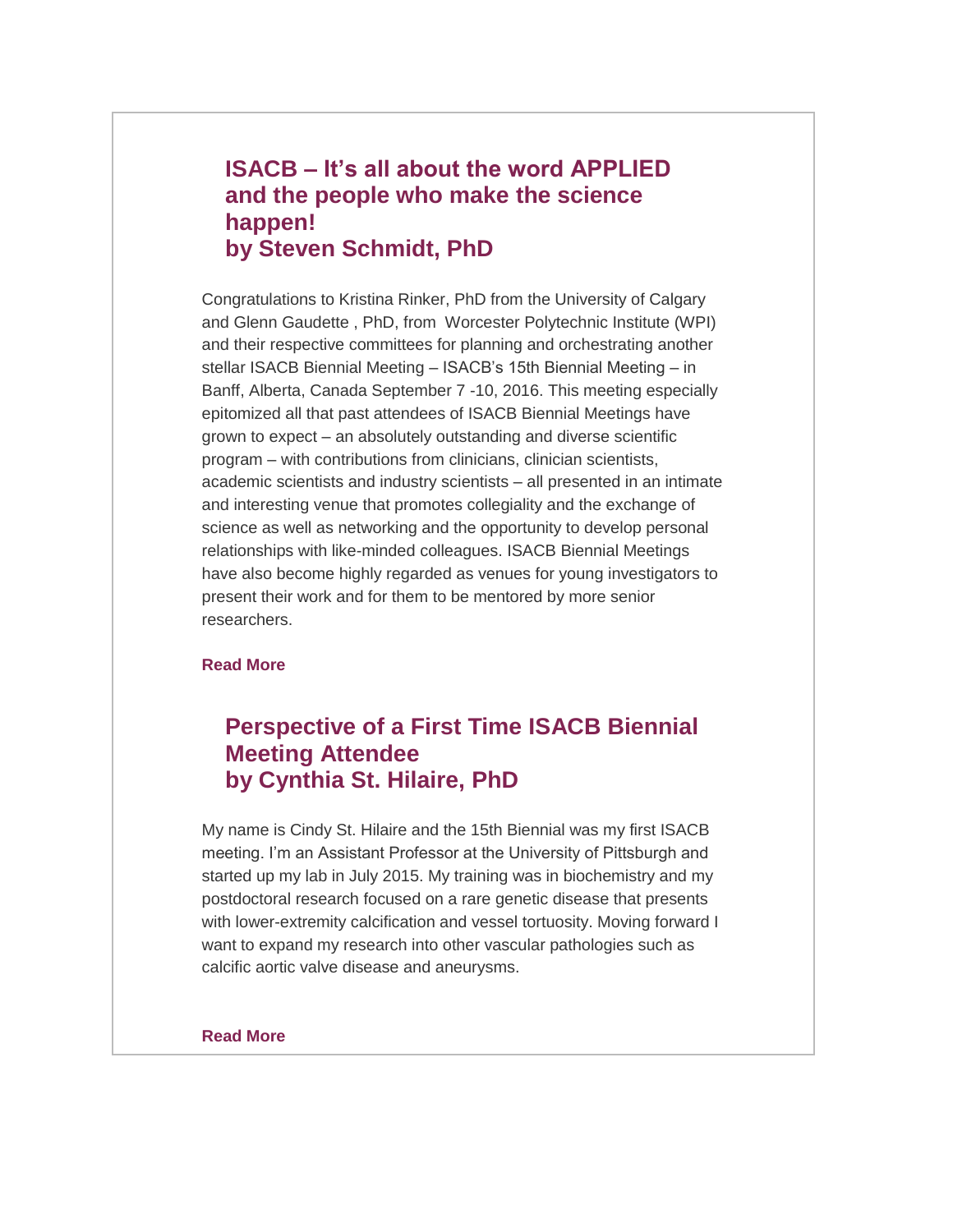## ISACB – It's all about the word APPLIED and the people who make the science happen!
## by Steven Schmidt, PhD

Congratulations to Kristina Rinker, PhD from the University of Calgary and Glenn Gaudette , PhD, from Worcester Polytechnic Institute (WPI) and their respective committees for planning and orchestrating another stellar ISACB Biennial Meeting – ISACB's 15th Biennial Meeting – in Banff, Alberta, Canada September 7 -10, 2016. This meeting especially epitomized all that past attendees of ISACB Biennial Meetings have grown to expect – an absolutely outstanding and diverse scientific program – with contributions from clinicians, clinician scientists, academic scientists and industry scientists – all presented in an intimate and interesting venue that promotes collegiality and the exchange of science as well as networking and the opportunity to develop personal relationships with like-minded colleagues. ISACB Biennial Meetings have also become highly regarded as venues for young investigators to present their work and for them to be mentored by more senior researchers.

**Read More**

## Perspective of a First Time ISACB Biennial Meeting Attendee
## by Cynthia St. Hilaire, PhD

My name is Cindy St. Hilaire and the 15th Biennial was my first ISACB meeting. I'm an Assistant Professor at the University of Pittsburgh and started up my lab in July 2015. My training was in biochemistry and my postdoctoral research focused on a rare genetic disease that presents with lower-extremity calcification and vessel tortuosity. Moving forward I want to expand my research into other vascular pathologies such as calcific aortic valve disease and aneurysms.

**Read More**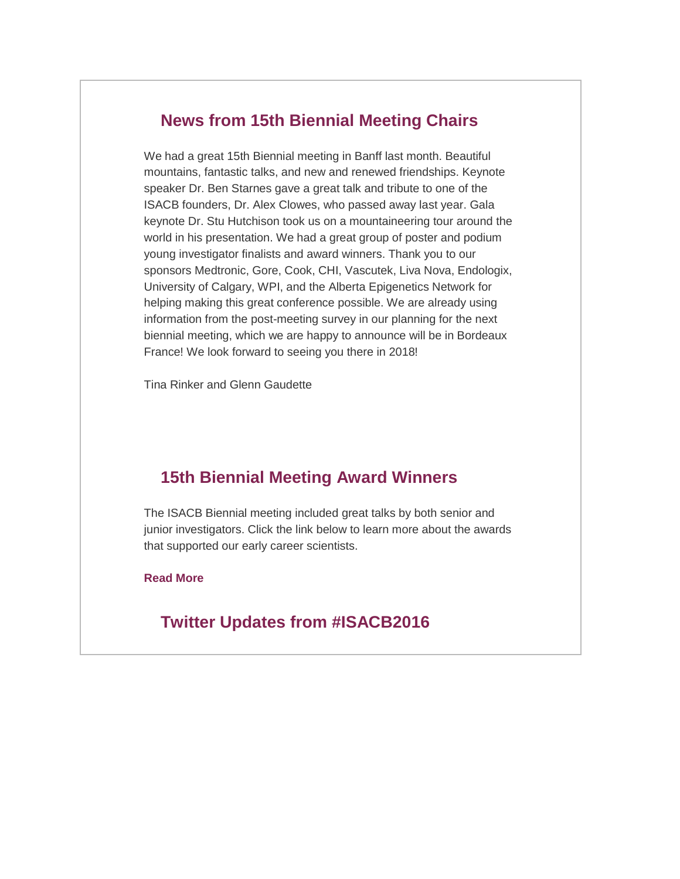## News from 15th Biennial Meeting Chairs

We had a great 15th Biennial meeting in Banff last month. Beautiful mountains, fantastic talks, and new and renewed friendships. Keynote speaker Dr. Ben Starnes gave a great talk and tribute to one of the ISACB founders, Dr. Alex Clowes, who passed away last year. Gala keynote Dr. Stu Hutchison took us on a mountaineering tour around the world in his presentation. We had a great group of poster and podium young investigator finalists and award winners. Thank you to our sponsors Medtronic, Gore, Cook, CHI, Vascutek, Liva Nova, Endologix, University of Calgary, WPI, and the Alberta Epigenetics Network for helping making this great conference possible. We are already using information from the post-meeting survey in our planning for the next biennial meeting, which we are happy to announce will be in Bordeaux France! We look forward to seeing you there in 2018!

Tina Rinker and Glenn Gaudette

## 15th Biennial Meeting Award Winners

The ISACB Biennial meeting included great talks by both senior and junior investigators. Click the link below to learn more about the awards that supported our early career scientists.

**Read More**

## Twitter Updates from #ISACB2016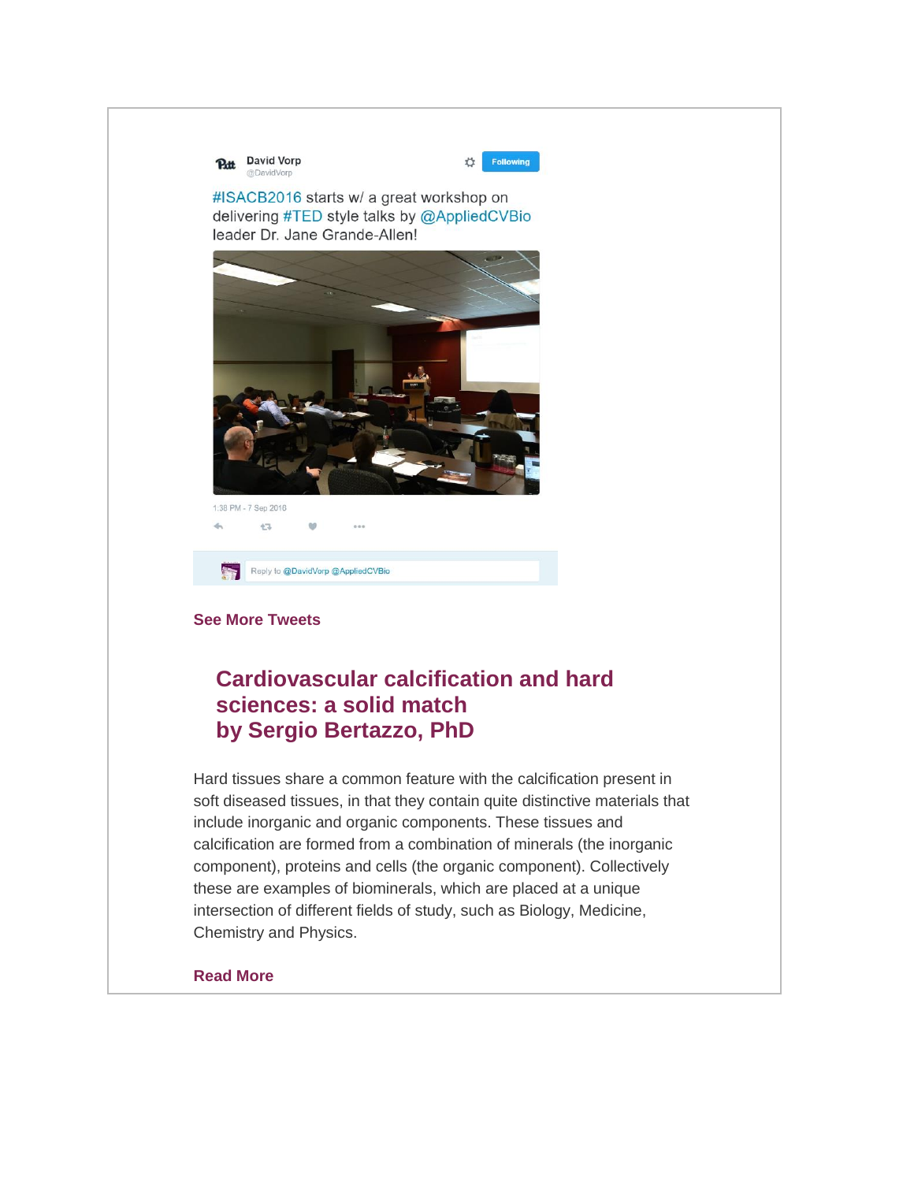David Vorp
@DavidVorp

Following

#ISACB2016 starts w/ a great workshop on delivering #TED style talks by @AppliedCVBio leader Dr. Jane Grande-Allen!

1:38 PM - 7 Sep 2016

Reply to @DavidVorp @AppliedCVBio

**See More Tweets**

## Cardiovascular calcification and hard sciences: a solid match
## by Sergio Bertazzo, PhD

Hard tissues share a common feature with the calcification present in soft diseased tissues, in that they contain quite distinctive materials that include inorganic and organic components. These tissues and calcification are formed from a combination of minerals (the inorganic component), proteins and cells (the organic component). Collectively these are examples of biominerals, which are placed at a unique intersection of different fields of study, such as Biology, Medicine, Chemistry and Physics.

**Read More**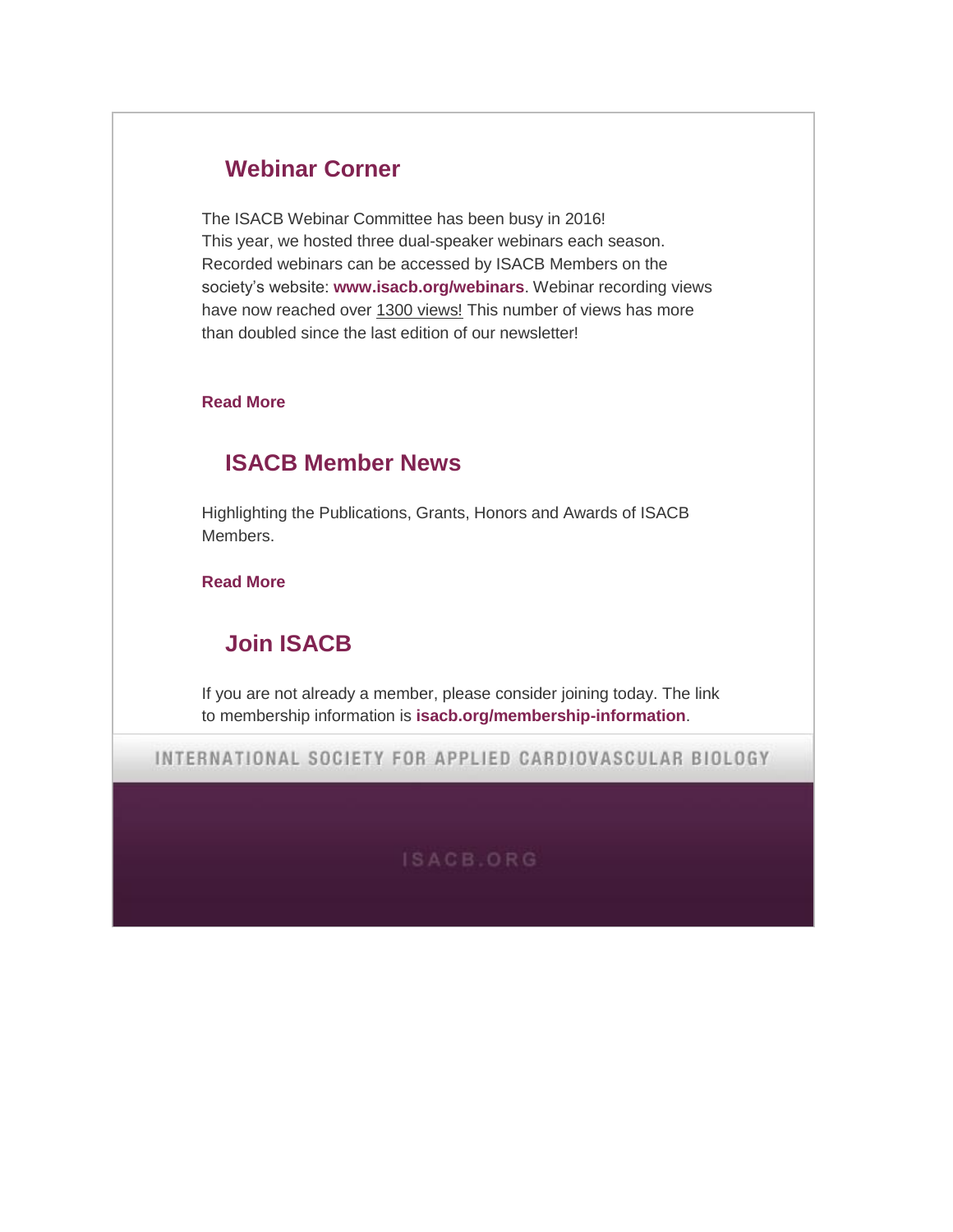## Webinar Corner

The ISACB Webinar Committee has been busy in 2016!
This year, we hosted three dual-speaker webinars each season. Recorded webinars can be accessed by ISACB Members on the society's website: **www.isacb.org/webinars**. Webinar recording views have now reached over 1300 views! This number of views has more than doubled since the last edition of our newsletter!

**Read More**

## ISACB Member News

Highlighting the Publications, Grants, Honors and Awards of ISACB Members.

**Read More**

## Join ISACB

If you are not already a member, please consider joining today. The link to membership information is **isacb.org/membership-information**.

INTERNATIONAL SOCIETY FOR APPLIED CARDIOVASCULAR BIOLOGY

ISACB.ORG